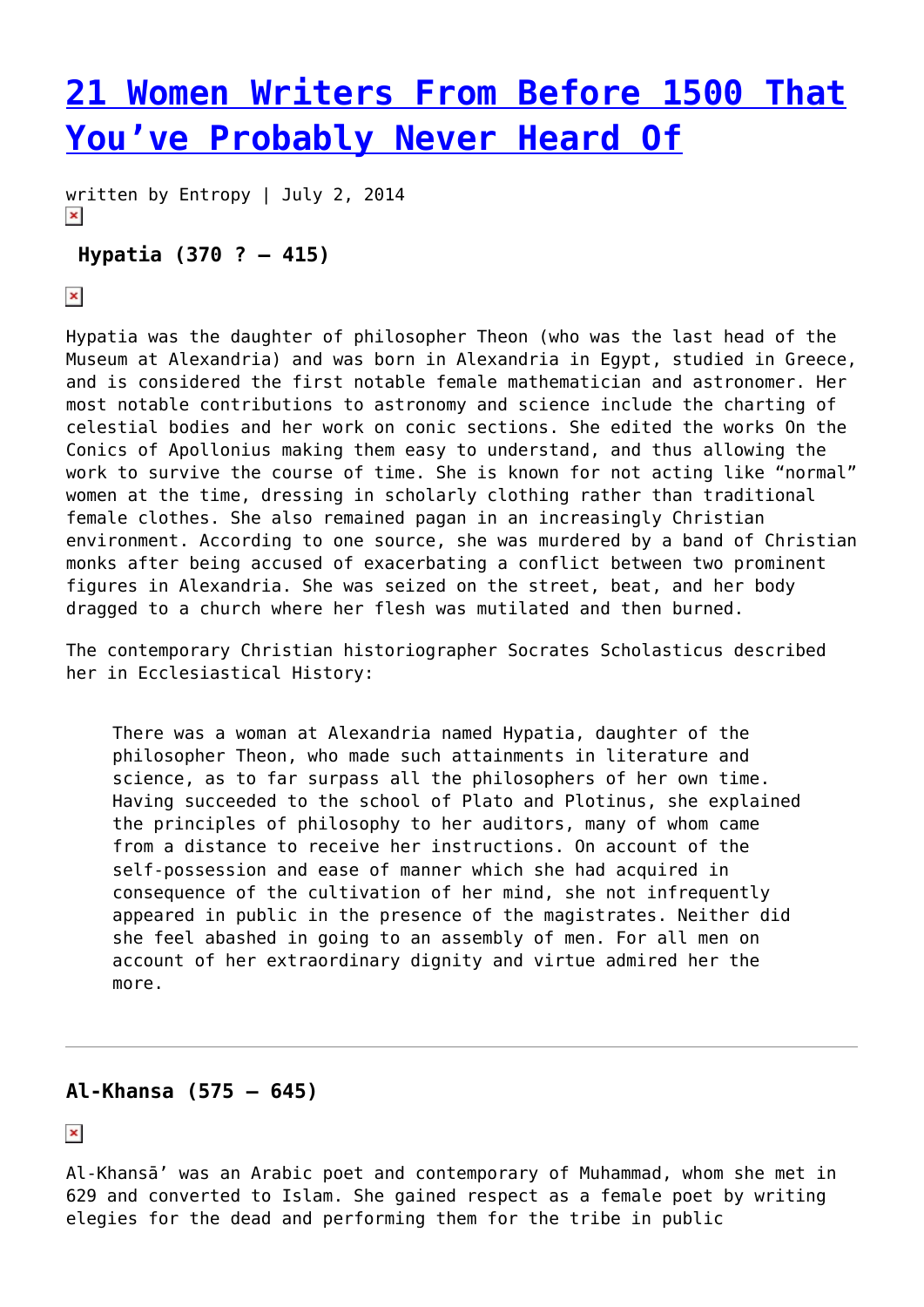# 21 Women Writers From Before 1500 That You've Probably Never Heard Of

written by Entropy | July 2, 2014

### Hypatia (370 ? – 415)

Hypatia was the daughter of philosopher Theon (who was the last head of the Museum at Alexandria) and was born in Alexandria in Egypt, studied in Greece, and is considered the first notable female mathematician and astronomer. Her most notable contributions to astronomy and science include the charting of celestial bodies and her work on conic sections. She edited the works On the Conics of Apollonius making them easy to understand, and thus allowing the work to survive the course of time. She is known for not acting like "normal" women at the time, dressing in scholarly clothing rather than traditional female clothes. She also remained pagan in an increasingly Christian environment. According to one source, she was murdered by a band of Christian monks after being accused of exacerbating a conflict between two prominent figures in Alexandria. She was seized on the street, beat, and her body dragged to a church where her flesh was mutilated and then burned.

The contemporary Christian historiographer Socrates Scholasticus described her in Ecclesiastical History:

> There was a woman at Alexandria named Hypatia, daughter of the philosopher Theon, who made such attainments in literature and science, as to far surpass all the philosophers of her own time. Having succeeded to the school of Plato and Plotinus, she explained the principles of philosophy to her auditors, many of whom came from a distance to receive her instructions. On account of the self-possession and ease of manner which she had acquired in consequence of the cultivation of her mind, she not infrequently appeared in public in the presence of the magistrates. Neither did she feel abashed in going to an assembly of men. For all men on account of her extraordinary dignity and virtue admired her the more.

---

### Al-Khansa (575 – 645)

Al-Khansā' was an Arabic poet and contemporary of Muhammad, whom she met in 629 and converted to Islam. She gained respect as a female poet by writing elegies for the dead and performing them for the tribe in public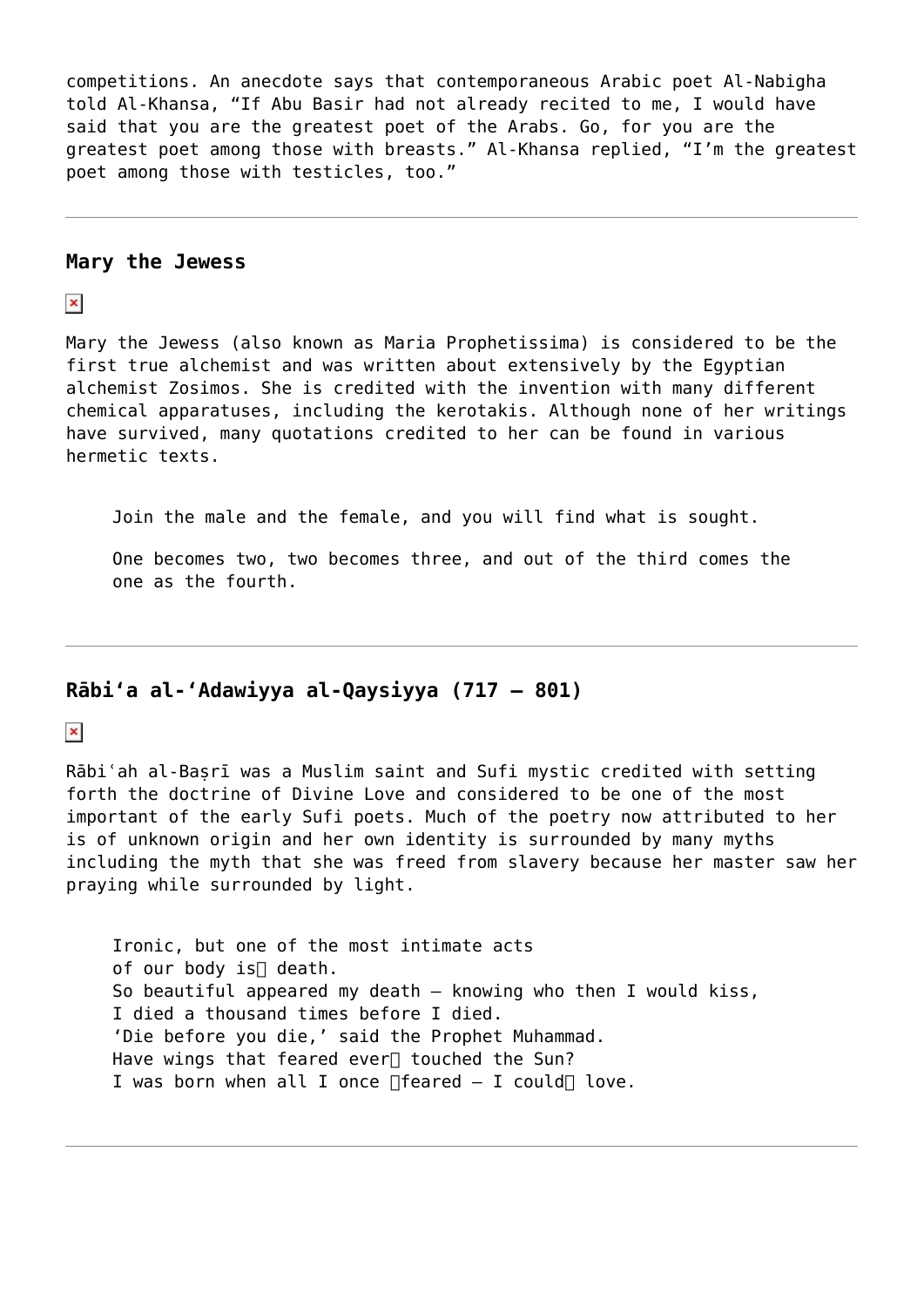competitions. An anecdote says that contemporaneous Arabic poet Al-Nabigha told Al-Khansa, “If Abu Basir had not already recited to me, I would have said that you are the greatest poet of the Arabs. Go, for you are the greatest poet among those with breasts.” Al-Khansa replied, “I’m the greatest poet among those with testicles, too.”

---

### Mary the Jewess

Mary the Jewess (also known as Maria Prophetissima) is considered to be the first true alchemist and was written about extensively by the Egyptian alchemist Zosimos. She is credited with the invention with many different chemical apparatuses, including the kerotakis. Although none of her writings have survived, many quotations credited to her can be found in various hermetic texts.

> Join the male and the female, and you will find what is sought.
>
> One becomes two, two becomes three, and out of the third comes the one as the fourth.

---

### Rābi‘a al-‘Adawiyya al-Qaysiyya (717 – 801)

Rābiʿah al-Baṣrī was a Muslim saint and Sufi mystic credited with setting forth the doctrine of Divine Love and considered to be one of the most important of the early Sufi poets. Much of the poetry now attributed to her is of unknown origin and her own identity is surrounded by many myths including the myth that she was freed from slavery because her master saw her praying while surrounded by light.

> Ironic, but one of the most intimate acts
> of our body is death.
> So beautiful appeared my death – knowing who then I would kiss,
> I died a thousand times before I died.
> ‘Die before you die,’ said the Prophet Muhammad.
> Have wings that feared ever touched the Sun?
> I was born when all I once feared – I could love.

---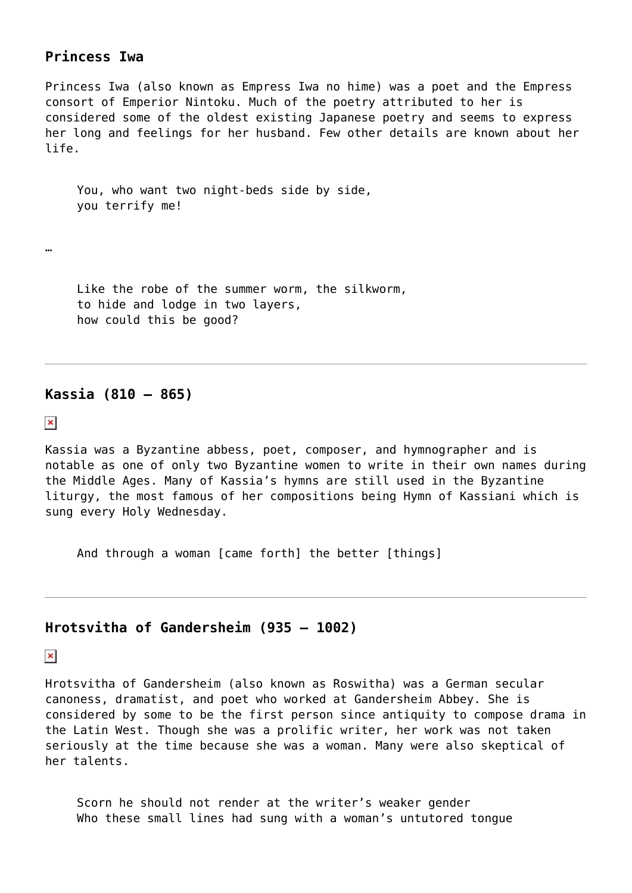### Princess Iwa

Princess Iwa (also known as Empress Iwa no hime) was a poet and the Empress consort of Emperior Nintoku. Much of the poetry attributed to her is considered some of the oldest existing Japanese poetry and seems to express her long and feelings for her husband. Few other details are known about her life.

> You, who want two night-beds side by side,
> you terrify me!

…

> Like the robe of the summer worm, the silkworm,
> to hide and lodge in two layers,
> how could this be good?

---

### Kassia (810 – 865)

Kassia was a Byzantine abbess, poet, composer, and hymnographer and is notable as one of only two Byzantine women to write in their own names during the Middle Ages. Many of Kassia's hymns are still used in the Byzantine liturgy, the most famous of her compositions being Hymn of Kassiani which is sung every Holy Wednesday.

> And through a woman [came forth] the better [things]

---

### Hrotsvitha of Gandersheim (935 – 1002)

Hrotsvitha of Gandersheim (also known as Roswitha) was a German secular canoness, dramatist, and poet who worked at Gandersheim Abbey. She is considered by some to be the first person since antiquity to compose drama in the Latin West. Though she was a prolific writer, her work was not taken seriously at the time because she was a woman. Many were also skeptical of her talents.

> Scorn he should not render at the writer's weaker gender
> Who these small lines had sung with a woman's untutored tongue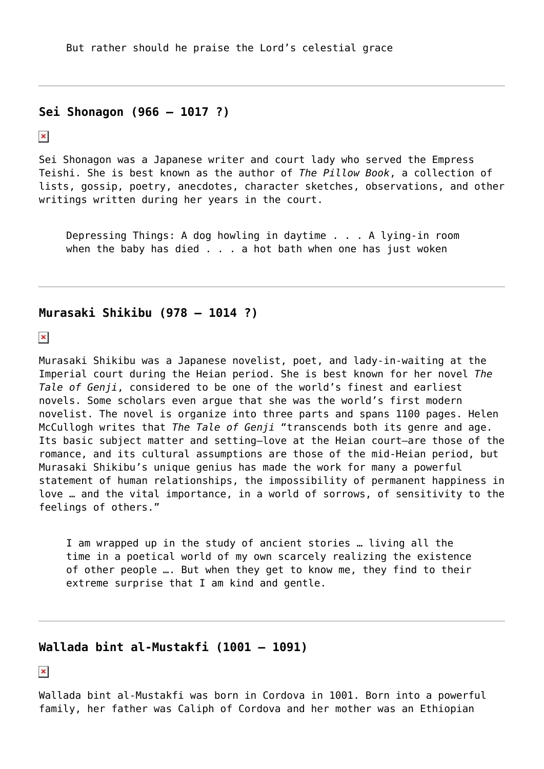> But rather should he praise the Lord’s celestial grace

---

### **Sei Shonagon (966 – 1017 ?)**

Sei Shonagon was a Japanese writer and court lady who served the Empress Teishi. She is best known as the author of *The Pillow Book*, a collection of lists, gossip, poetry, anecdotes, character sketches, observations, and other writings written during her years in the court.

> Depressing Things: A dog howling in daytime . . . A lying-in room when the baby has died . . . a hot bath when one has just woken

---

### **Murasaki Shikibu (978 – 1014 ?)**

Murasaki Shikibu was a Japanese novelist, poet, and lady-in-waiting at the Imperial court during the Heian period. She is best known for her novel *The Tale of Genji*, considered to be one of the world’s finest and earliest novels. Some scholars even argue that she was the world’s first modern novelist. The novel is organize into three parts and spans 1100 pages. Helen McCullogh writes that *The Tale of Genji* “transcends both its genre and age. Its basic subject matter and setting—love at the Heian court—are those of the romance, and its cultural assumptions are those of the mid-Heian period, but Murasaki Shikibu’s unique genius has made the work for many a powerful statement of human relationships, the impossibility of permanent happiness in love … and the vital importance, in a world of sorrows, of sensitivity to the feelings of others.”

> I am wrapped up in the study of ancient stories … living all the time in a poetical world of my own scarcely realizing the existence of other people …. But when they get to know me, they find to their extreme surprise that I am kind and gentle.

---

### **Wallada bint al-Mustakfi (1001 – 1091)**

Wallada bint al-Mustakfi was born in Cordova in 1001. Born into a powerful family, her father was Caliph of Cordova and her mother was an Ethiopian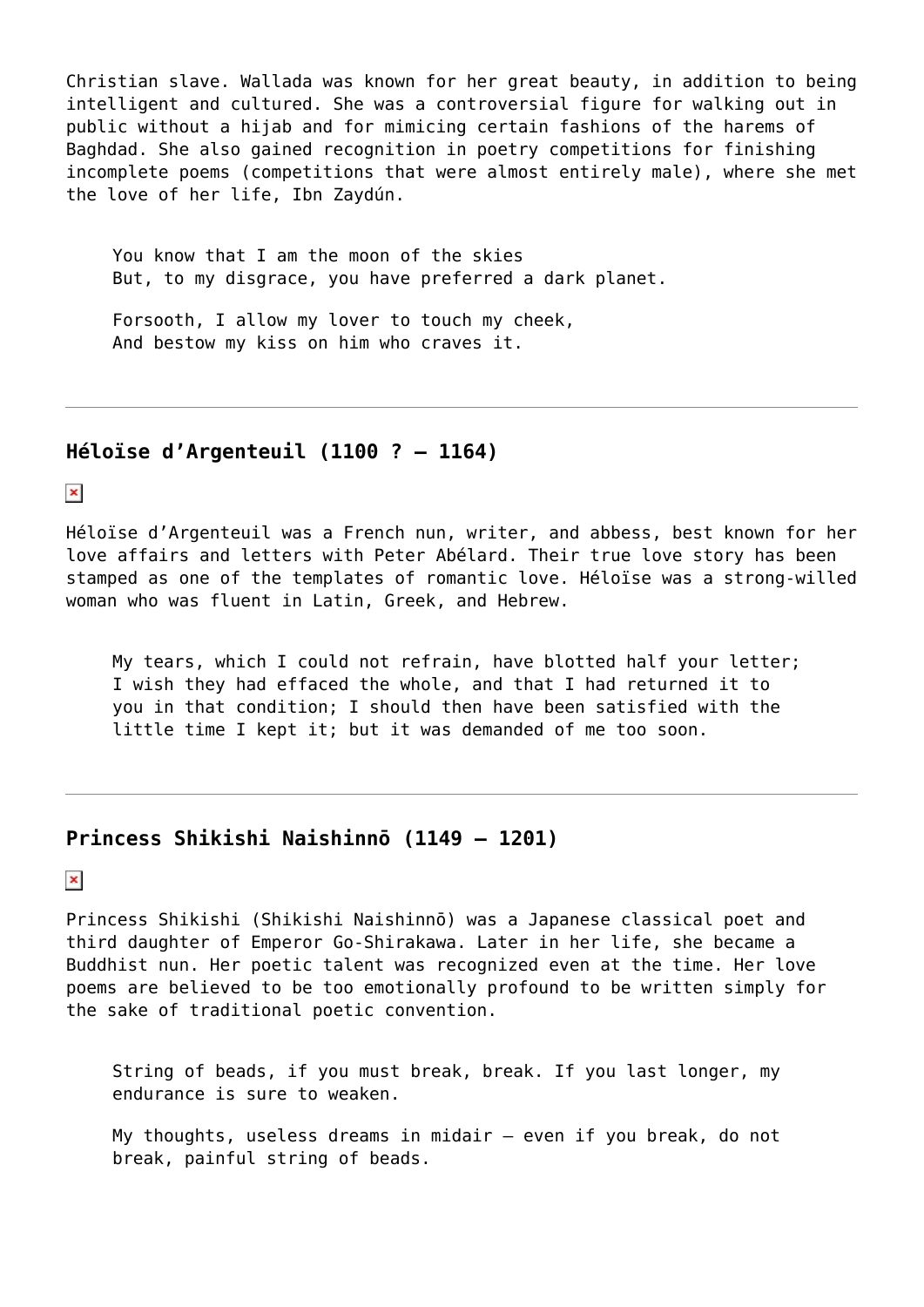Christian slave. Wallada was known for her great beauty, in addition to being intelligent and cultured. She was a controversial figure for walking out in public without a hijab and for mimicing certain fashions of the harems of Baghdad. She also gained recognition in poetry competitions for finishing incomplete poems (competitions that were almost entirely male), where she met the love of her life, Ibn Zaydún.

> You know that I am the moon of the skies
> But, to my disgrace, you have preferred a dark planet.
>
> Forsooth, I allow my lover to touch my cheek,
> And bestow my kiss on him who craves it.

---

### Héloïse d'Argenteuil (1100 ? – 1164)

Héloïse d'Argenteuil was a French nun, writer, and abbess, best known for her love affairs and letters with Peter Abélard. Their true love story has been stamped as one of the templates of romantic love. Héloïse was a strong-willed woman who was fluent in Latin, Greek, and Hebrew.

> My tears, which I could not refrain, have blotted half your letter; I wish they had effaced the whole, and that I had returned it to you in that condition; I should then have been satisfied with the little time I kept it; but it was demanded of me too soon.

---

### Princess Shikishi Naishinnō (1149 – 1201)

Princess Shikishi (Shikishi Naishinnō) was a Japanese classical poet and third daughter of Emperor Go-Shirakawa. Later in her life, she became a Buddhist nun. Her poetic talent was recognized even at the time. Her love poems are believed to be too emotionally profound to be written simply for the sake of traditional poetic convention.

> String of beads, if you must break, break. If you last longer, my endurance is sure to weaken.
>
> My thoughts, useless dreams in midair – even if you break, do not break, painful string of beads.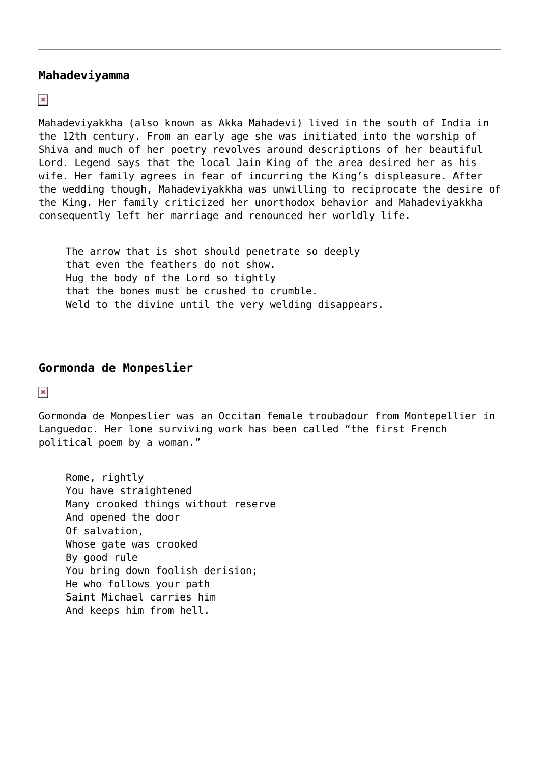---

### Mahadeviyamma

Mahadeviyakkha (also known as Akka Mahadevi) lived in the south of India in the 12th century. From an early age she was initiated into the worship of Shiva and much of her poetry revolves around descriptions of her beautiful Lord. Legend says that the local Jain King of the area desired her as his wife. Her family agrees in fear of incurring the King's displeasure. After the wedding though, Mahadeviyakkha was unwilling to reciprocate the desire of the King. Her family criticized her unorthodox behavior and Mahadeviyakkha consequently left her marriage and renounced her worldly life.

> The arrow that is shot should penetrate so deeply  
> that even the feathers do not show.  
> Hug the body of the Lord so tightly  
> that the bones must be crushed to crumble.  
> Weld to the divine until the very welding disappears.

---

### Gormonda de Monpeslier

Gormonda de Monpeslier was an Occitan female troubadour from Montepellier in Languedoc. Her lone surviving work has been called "the first French political poem by a woman."

> Rome, rightly  
> You have straightened  
> Many crooked things without reserve  
> And opened the door  
> Of salvation,  
> Whose gate was crooked  
> By good rule  
> You bring down foolish derision;  
> He who follows your path  
> Saint Michael carries him  
> And keeps him from hell.

---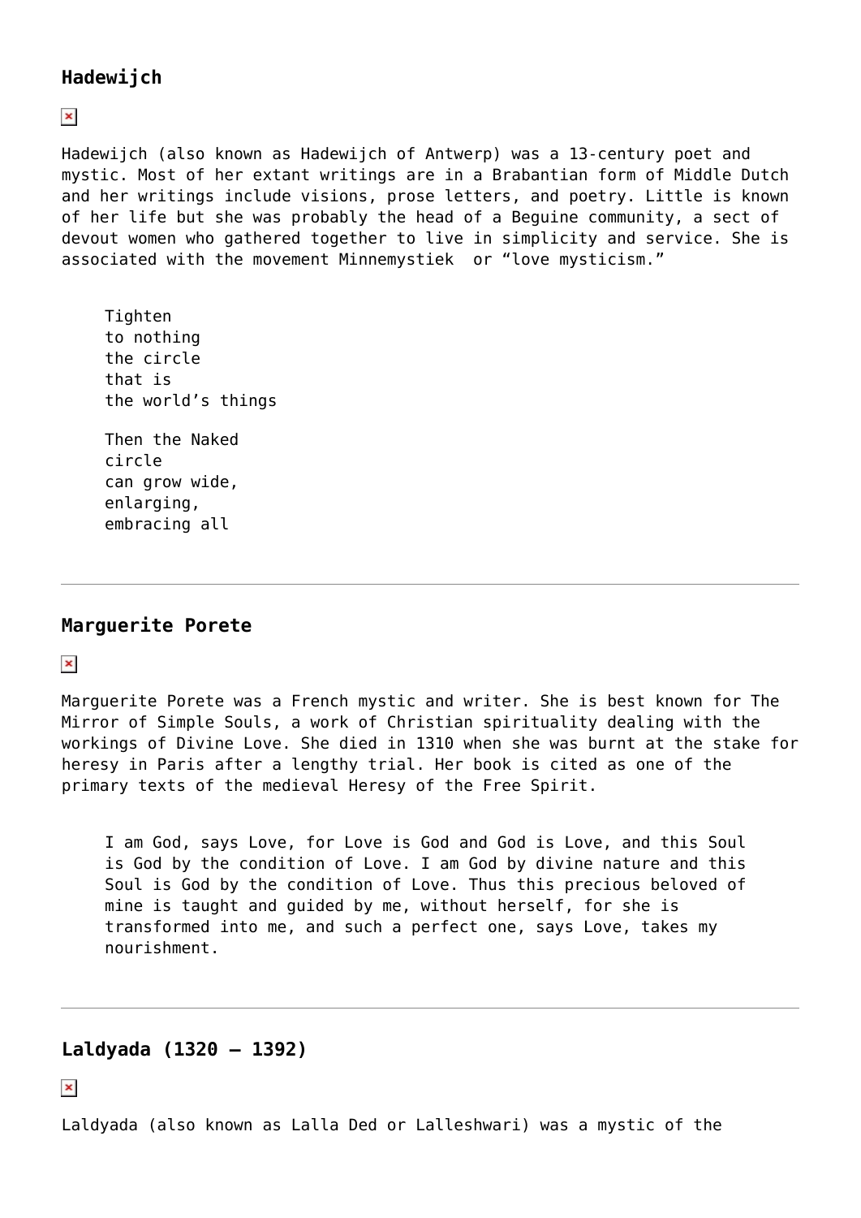### Hadewijch

Hadewijch (also known as Hadewijch of Antwerp) was a 13-century poet and mystic. Most of her extant writings are in a Brabantian form of Middle Dutch and her writings include visions, prose letters, and poetry. Little is known of her life but she was probably the head of a Beguine community, a sect of devout women who gathered together to live in simplicity and service. She is associated with the movement Minnemystiek or "love mysticism."

> Tighten
> to nothing
> the circle
> that is
> the world's things
>
> Then the Naked
> circle
> can grow wide,
> enlarging,
> embracing all

---

### Marguerite Porete

Marguerite Porete was a French mystic and writer. She is best known for The Mirror of Simple Souls, a work of Christian spirituality dealing with the workings of Divine Love. She died in 1310 when she was burnt at the stake for heresy in Paris after a lengthy trial. Her book is cited as one of the primary texts of the medieval Heresy of the Free Spirit.

> I am God, says Love, for Love is God and God is Love, and this Soul is God by the condition of Love. I am God by divine nature and this Soul is God by the condition of Love. Thus this precious beloved of mine is taught and guided by me, without herself, for she is transformed into me, and such a perfect one, says Love, takes my nourishment.

---

### Laldyada (1320 – 1392)

Laldyada (also known as Lalla Ded or Lalleshwari) was a mystic of the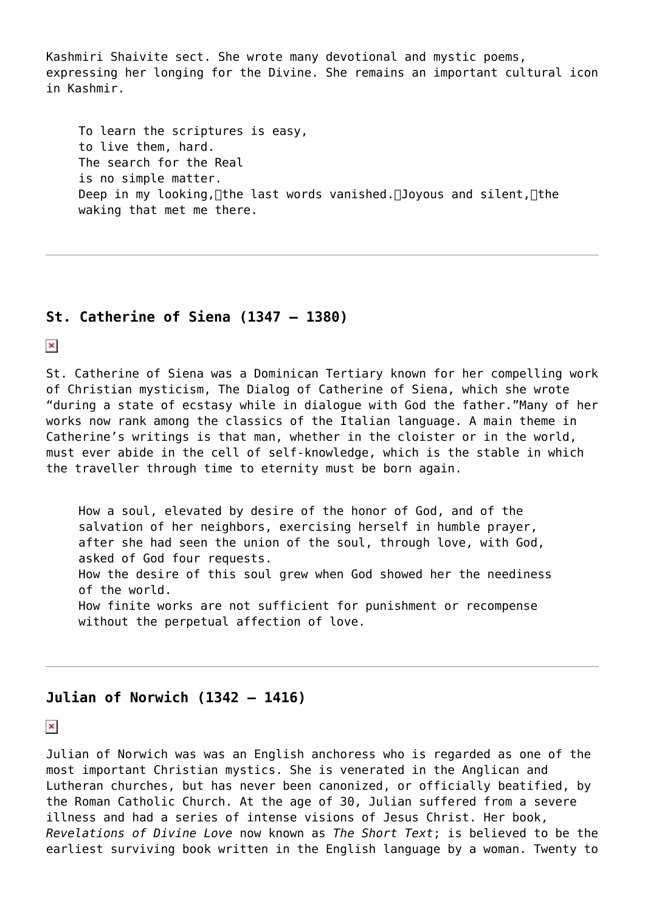Kashmiri Shaivite sect. She wrote many devotional and mystic poems, expressing her longing for the Divine. She remains an important cultural icon in Kashmir.

> To learn the scriptures is easy,
> to live them, hard.
> The search for the Real
> is no simple matter.
> Deep in my looking, the last words vanished. Joyous and silent, the waking that met me there.

---

## St. Catherine of Siena (1347 – 1380)

St. Catherine of Siena was a Dominican Tertiary known for her compelling work of Christian mysticism, The Dialog of Catherine of Siena, which she wrote "during a state of ecstasy while in dialogue with God the father."Many of her works now rank among the classics of the Italian language. A main theme in Catherine's writings is that man, whether in the cloister or in the world, must ever abide in the cell of self-knowledge, which is the stable in which the traveller through time to eternity must be born again.

> How a soul, elevated by desire of the honor of God, and of the salvation of her neighbors, exercising herself in humble prayer, after she had seen the union of the soul, through love, with God, asked of God four requests.
> How the desire of this soul grew when God showed her the neediness of the world.
> How finite works are not sufficient for punishment or recompense without the perpetual affection of love.

---

## Julian of Norwich (1342 – 1416)

Julian of Norwich was was an English anchoress who is regarded as one of the most important Christian mystics. She is venerated in the Anglican and Lutheran churches, but has never been canonized, or officially beatified, by the Roman Catholic Church. At the age of 30, Julian suffered from a severe illness and had a series of intense visions of Jesus Christ. Her book, *Revelations of Divine Love* now known as *The Short Text*; is believed to be the earliest surviving book written in the English language by a woman. Twenty to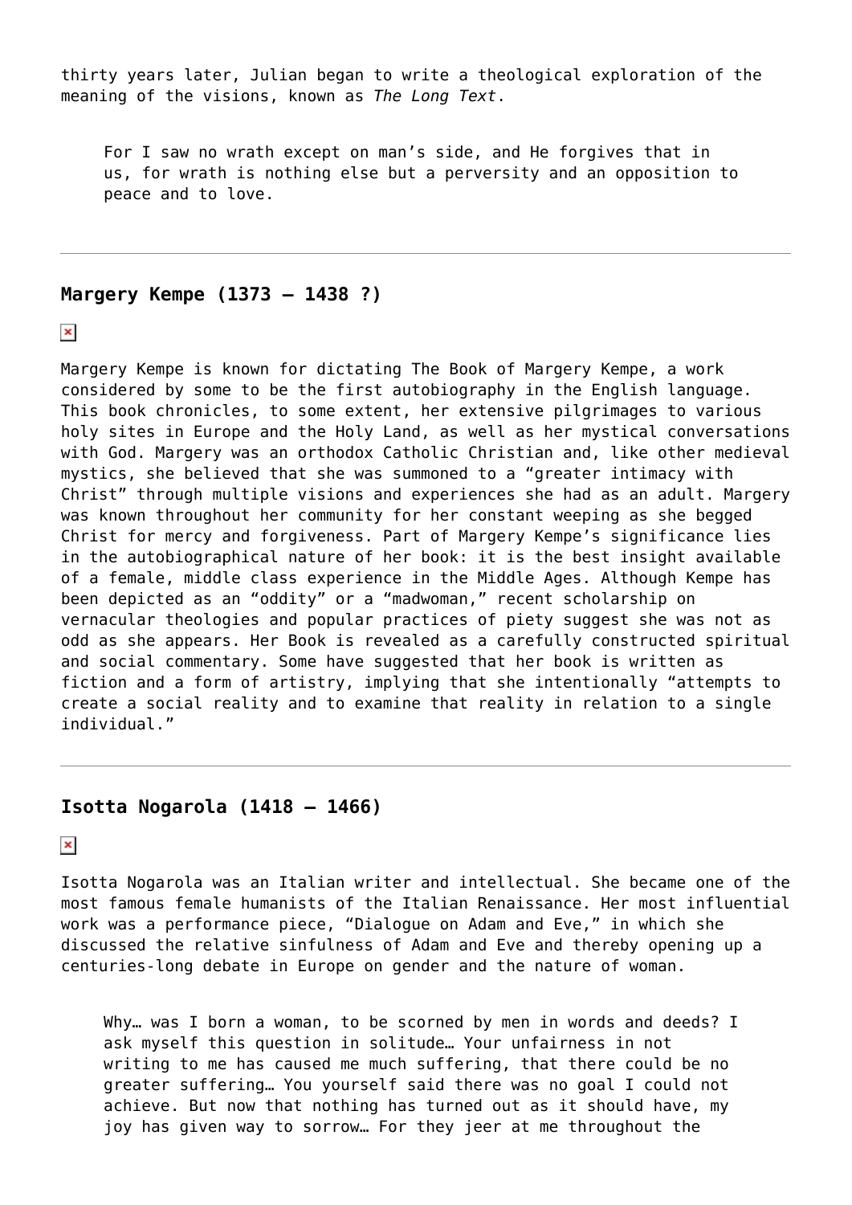thirty years later, Julian began to write a theological exploration of the meaning of the visions, known as *The Long Text*.

> For I saw no wrath except on man's side, and He forgives that in us, for wrath is nothing else but a perversity and an opposition to peace and to love.

---

### **Margery Kempe (1373 – 1438 ?)**

Margery Kempe is known for dictating The Book of Margery Kempe, a work considered by some to be the first autobiography in the English language. This book chronicles, to some extent, her extensive pilgrimages to various holy sites in Europe and the Holy Land, as well as her mystical conversations with God. Margery was an orthodox Catholic Christian and, like other medieval mystics, she believed that she was summoned to a "greater intimacy with Christ" through multiple visions and experiences she had as an adult. Margery was known throughout her community for her constant weeping as she begged Christ for mercy and forgiveness. Part of Margery Kempe's significance lies in the autobiographical nature of her book: it is the best insight available of a female, middle class experience in the Middle Ages. Although Kempe has been depicted as an "oddity" or a "madwoman," recent scholarship on vernacular theologies and popular practices of piety suggest she was not as odd as she appears. Her Book is revealed as a carefully constructed spiritual and social commentary. Some have suggested that her book is written as fiction and a form of artistry, implying that she intentionally "attempts to create a social reality and to examine that reality in relation to a single individual."

---

### **Isotta Nogarola (1418 – 1466)**

Isotta Nogarola was an Italian writer and intellectual. She became one of the most famous female humanists of the Italian Renaissance. Her most influential work was a performance piece, "Dialogue on Adam and Eve," in which she discussed the relative sinfulness of Adam and Eve and thereby opening up a centuries-long debate in Europe on gender and the nature of woman.

> Why… was I born a woman, to be scorned by men in words and deeds? I ask myself this question in solitude… Your unfairness in not writing to me has caused me much suffering, that there could be no greater suffering… You yourself said there was no goal I could not achieve. But now that nothing has turned out as it should have, my joy has given way to sorrow… For they jeer at me throughout the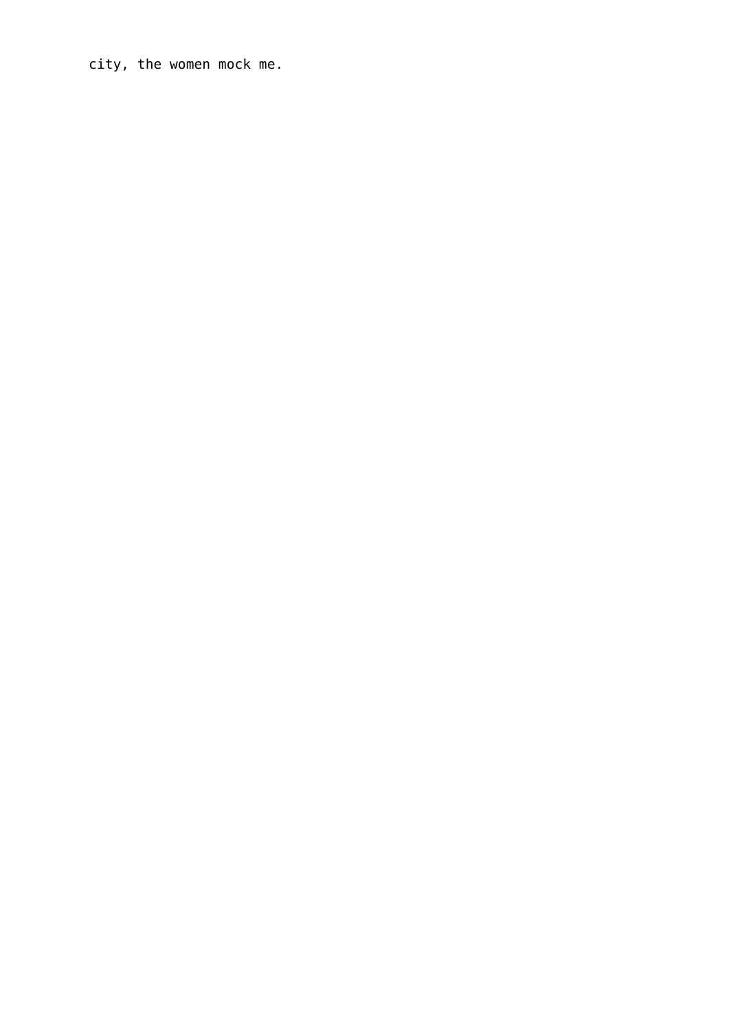city, the women mock me.